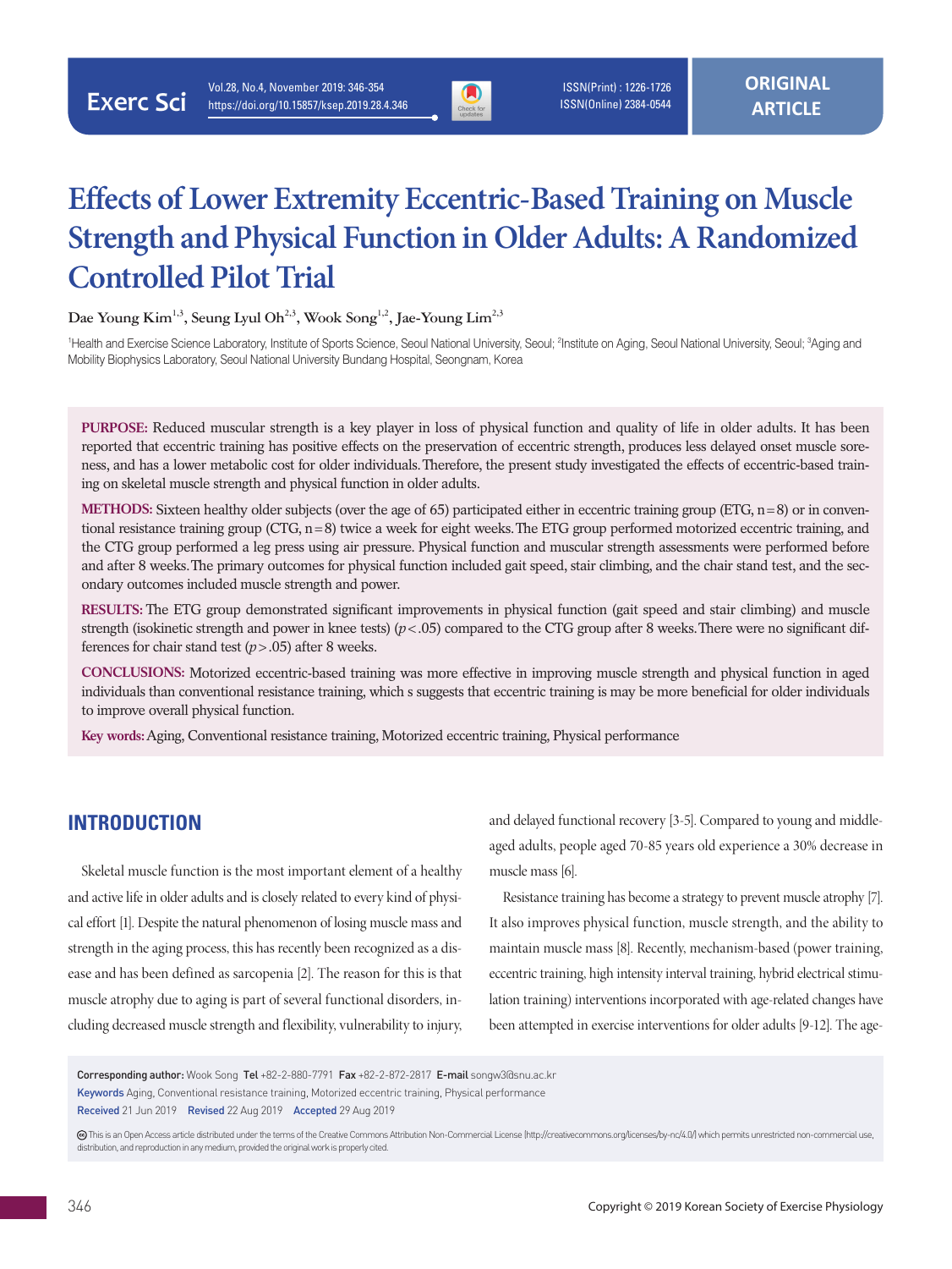# Effects of Lower Extremity Eccentric-Based Training on Muscle Strength and Physical Function in Older Adults: A Randomized Controlled Pilot Trial

**Dae Young Kim[1,3], Seung Lyul Oh[2,3], Wook Song[1,2], Jae-Young Lim[2,3]**

[1]Health and Exercise Science Laboratory, Institute of Sports Science, Seoul National University, Seoul; [2]Institute on Aging, Seoul National University, Seoul; [3]Aging and Mobility Biophysics Laboratory, Seoul National University Bundang Hospital, Seongnam, Korea

**PURPOSE:** Reduced muscular strength is a key player in loss of physical function and quality of life in older adults. It has been reported that eccentric training has positive effects on the preservation of eccentric strength, produces less delayed onset muscle soreness, and has a lower metabolic cost for older individuals. Therefore, the present study investigated the effects of eccentric-based training on skeletal muscle strength and physical function in older adults.

**METHODS:** Sixteen healthy older subjects (over the age of 65) participated either in eccentric training group (ETG, n=8) or in conventional resistance training group (CTG, n=8) twice a week for eight weeks. The ETG group performed motorized eccentric training, and the CTG group performed a leg press using air pressure. Physical function and muscular strength assessments were performed before and after 8 weeks. The primary outcomes for physical function included gait speed, stair climbing, and the chair stand test, and the secondary outcomes included muscle strength and power.

**RESULTS:** The ETG group demonstrated significant improvements in physical function (gait speed and stair climbing) and muscle strength (isokinetic strength and power in knee tests) ($p<.05$) compared to the CTG group after 8 weeks. There were no significant differences for chair stand test ($p>.05$) after 8 weeks.

**CONCLUSIONS:** Motorized eccentric-based training was more effective in improving muscle strength and physical function in aged individuals than conventional resistance training, which s suggests that eccentric training is may be more beneficial for older individuals to improve overall physical function.

**Key words:** Aging, Conventional resistance training, Motorized eccentric training, Physical performance

## INTRODUCTION

Skeletal muscle function is the most important element of a healthy and active life in older adults and is closely related to every kind of physical effort [1]. Despite the natural phenomenon of losing muscle mass and strength in the aging process, this has recently been recognized as a disease and has been defined as sarcopenia [2]. The reason for this is that muscle atrophy due to aging is part of several functional disorders, including decreased muscle strength and flexibility, vulnerability to injury, and delayed functional recovery [3-5]. Compared to young and middle-aged adults, people aged 70-85 years old experience a 30% decrease in muscle mass [6].

Resistance training has become a strategy to prevent muscle atrophy [7]. It also improves physical function, muscle strength, and the ability to maintain muscle mass [8]. Recently, mechanism-based (power training, eccentric training, high intensity interval training, hybrid electrical stimulation training) interventions incorporated with age-related changes have been attempted in exercise interventions for older adults [9-12]. The age-

**Corresponding author:** Wook Song **Tel** +82-2-880-7791 **Fax** +82-2-872-2817 **E-mail** songw3@snu.ac.kr
**Keywords** Aging, Conventional resistance training, Motorized eccentric training, Physical performance
**Received** 21 Jun 2019 **Revised** 22 Aug 2019 **Accepted** 29 Aug 2019

This is an Open Access article distributed under the terms of the Creative Commons Attribution Non-Commercial License (http://creativecommons.org/licenses/by-nc/4.0/) which permits unrestricted non-commercial use, distribution, and reproduction in any medium, provided the original work is properly cited.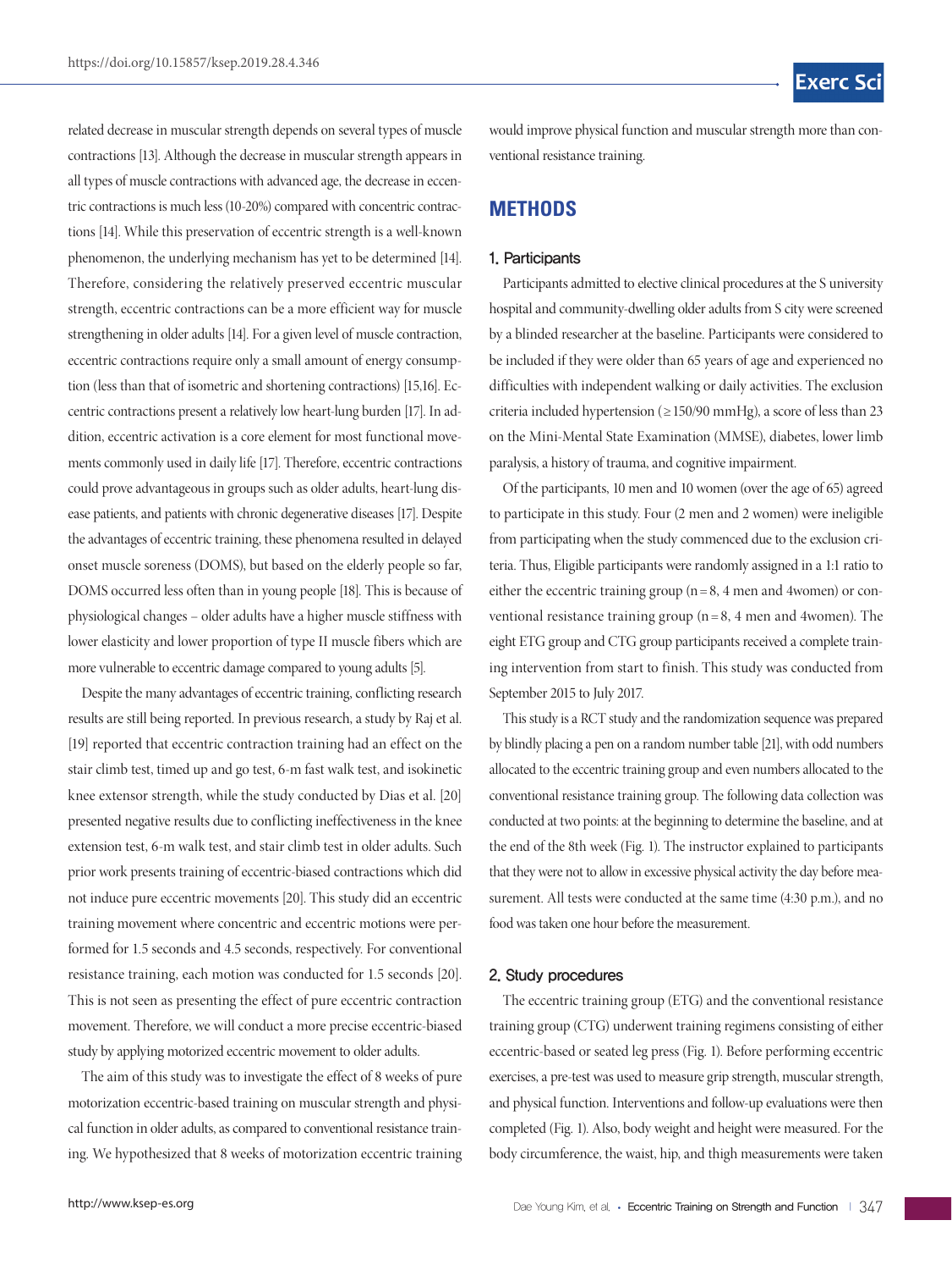related decrease in muscular strength depends on several types of muscle contractions [13]. Although the decrease in muscular strength appears in all types of muscle contractions with advanced age, the decrease in eccentric contractions is much less (10-20%) compared with concentric contractions [14]. While this preservation of eccentric strength is a well-known phenomenon, the underlying mechanism has yet to be determined [14]. Therefore, considering the relatively preserved eccentric muscular strength, eccentric contractions can be a more efficient way for muscle strengthening in older adults [14]. For a given level of muscle contraction, eccentric contractions require only a small amount of energy consumption (less than that of isometric and shortening contractions) [15,16]. Eccentric contractions present a relatively low heart-lung burden [17]. In addition, eccentric activation is a core element for most functional movements commonly used in daily life [17]. Therefore, eccentric contractions could prove advantageous in groups such as older adults, heart-lung disease patients, and patients with chronic degenerative diseases [17]. Despite the advantages of eccentric training, these phenomena resulted in delayed onset muscle soreness (DOMS), but based on the elderly people so far, DOMS occurred less often than in young people [18]. This is because of physiological changes – older adults have a higher muscle stiffness with lower elasticity and lower proportion of type II muscle fibers which are more vulnerable to eccentric damage compared to young adults [5].

Despite the many advantages of eccentric training, conflicting research results are still being reported. In previous research, a study by Raj et al. [19] reported that eccentric contraction training had an effect on the stair climb test, timed up and go test, 6-m fast walk test, and isokinetic knee extensor strength, while the study conducted by Dias et al. [20] presented negative results due to conflicting ineffectiveness in the knee extension test, 6-m walk test, and stair climb test in older adults. Such prior work presents training of eccentric-biased contractions which did not induce pure eccentric movements [20]. This study did an eccentric training movement where concentric and eccentric motions were performed for 1.5 seconds and 4.5 seconds, respectively. For conventional resistance training, each motion was conducted for 1.5 seconds [20]. This is not seen as presenting the effect of pure eccentric contraction movement. Therefore, we will conduct a more precise eccentric-biased study by applying motorized eccentric movement to older adults.

The aim of this study was to investigate the effect of 8 weeks of pure motorization eccentric-based training on muscular strength and physical function in older adults, as compared to conventional resistance training. We hypothesized that 8 weeks of motorization eccentric training would improve physical function and muscular strength more than conventional resistance training.

## METHODS

### 1. Participants

Participants admitted to elective clinical procedures at the S university hospital and community-dwelling older adults from S city were screened by a blinded researcher at the baseline. Participants were considered to be included if they were older than 65 years of age and experienced no difficulties with independent walking or daily activities. The exclusion criteria included hypertension (≥150/90 mmHg), a score of less than 23 on the Mini-Mental State Examination (MMSE), diabetes, lower limb paralysis, a history of trauma, and cognitive impairment.

Of the participants, 10 men and 10 women (over the age of 65) agreed to participate in this study. Four (2 men and 2 women) were ineligible from participating when the study commenced due to the exclusion criteria. Thus, Eligible participants were randomly assigned in a 1:1 ratio to either the eccentric training group (n=8, 4 men and 4women) or conventional resistance training group (n=8, 4 men and 4women). The eight ETG group and CTG group participants received a complete training intervention from start to finish. This study was conducted from September 2015 to July 2017.

This study is a RCT study and the randomization sequence was prepared by blindly placing a pen on a random number table [21], with odd numbers allocated to the eccentric training group and even numbers allocated to the conventional resistance training group. The following data collection was conducted at two points: at the beginning to determine the baseline, and at the end of the 8th week (Fig. 1). The instructor explained to participants that they were not to allow in excessive physical activity the day before measurement. All tests were conducted at the same time (4:30 p.m.), and no food was taken one hour before the measurement.

### 2. Study procedures

The eccentric training group (ETG) and the conventional resistance training group (CTG) underwent training regimens consisting of either eccentric-based or seated leg press (Fig. 1). Before performing eccentric exercises, a pre-test was used to measure grip strength, muscular strength, and physical function. Interventions and follow-up evaluations were then completed (Fig. 1). Also, body weight and height were measured. For the body circumference, the waist, hip, and thigh measurements were taken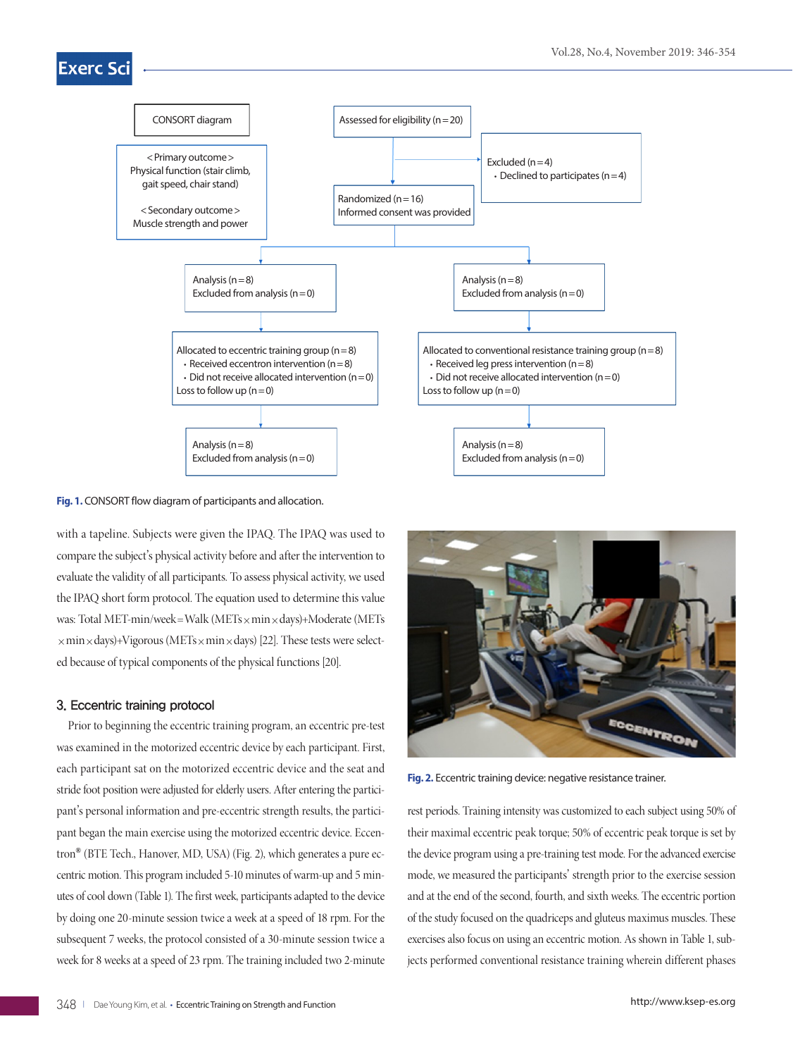Fig. 1. CONSORT flow diagram of participants and allocation.

with a tapeline. Subjects were given the IPAQ. The IPAQ was used to compare the subject's physical activity before and after the intervention to evaluate the validity of all participants. To assess physical activity, we used the IPAQ short form protocol. The equation used to determine this value was: Total MET-min/week = Walk (METs × min × days) + Moderate (METs × min × days) + Vigorous (METs × min × days) [22]. These tests were selected because of typical components of the physical functions [20].

### 3. Eccentric training protocol

Prior to beginning the eccentric training program, an eccentric pre-test was examined in the motorized eccentric device by each participant. First, each participant sat on the motorized eccentric device and the seat and stride foot position were adjusted for elderly users. After entering the participant's personal information and pre-eccentric strength results, the participant began the main exercise using the motorized eccentric device. Eccentron® (BTE Tech., Hanover, MD, USA) (Fig. 2), which generates a pure eccentric motion. This program included 5-10 minutes of warm-up and 5 minutes of cool down (Table 1). The first week, participants adapted to the device by doing one 20-minute session twice a week at a speed of 18 rpm. For the subsequent 7 weeks, the protocol consisted of a 30-minute session twice a week for 8 weeks at a speed of 23 rpm. The training included two 2-minute rest periods. Training intensity was customized to each subject using 50% of their maximal eccentric peak torque; 50% of eccentric peak torque is set by the device program using a pre-training test mode. For the advanced exercise mode, we measured the participants' strength prior to the exercise session and at the end of the second, fourth, and sixth weeks. The eccentric portion of the study focused on the quadriceps and gluteus maximus muscles. These exercises also focus on using an eccentric motion. As shown in Table 1, subjects performed conventional resistance training wherein different phases

Fig. 2. Eccentric training device: negative resistance trainer.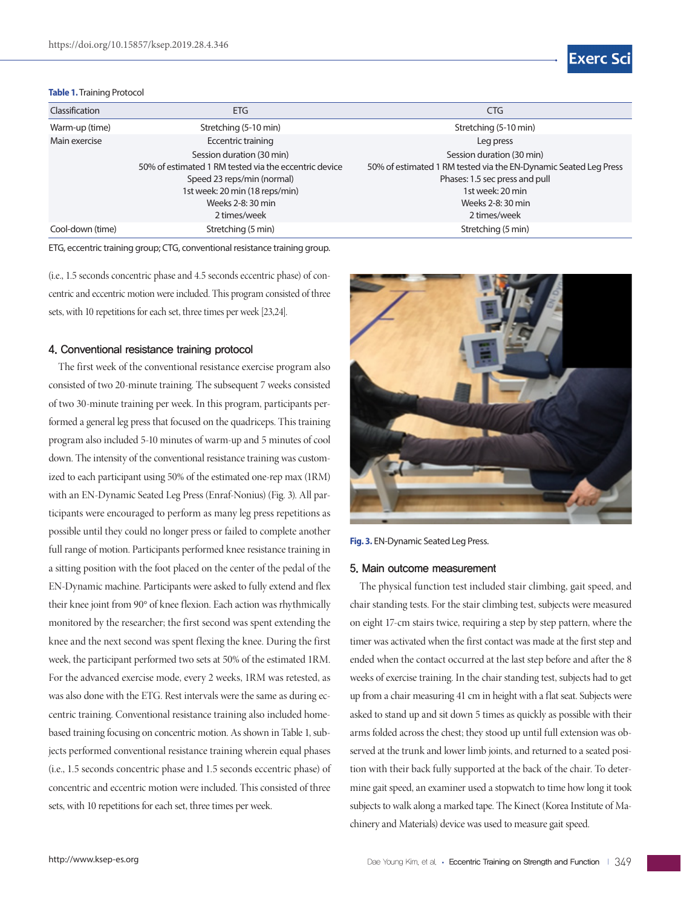**Table 1.** Training Protocol

| Classification | ETG | CTG |
|---|---|---|
| Warm-up (time) | Stretching (5-10 min) | Stretching (5-10 min) |
| Main exercise | Eccentric training<br>Session duration (30 min)<br>50% of estimated 1 RM tested via the eccentric device<br>Speed 23 reps/min (normal)<br>1st week: 20 min (18 reps/min)<br>Weeks 2-8: 30 min<br>2 times/week | Leg press<br>Session duration (30 min)<br>50% of estimated 1 RM tested via the EN-Dynamic Seated Leg Press<br>Phases: 1.5 sec press and pull<br>1st week: 20 min<br>Weeks 2-8: 30 min<br>2 times/week |
| Cool-down (time) | Stretching (5 min) | Stretching (5 min) |

ETG, eccentric training group; CTG, conventional resistance training group.

(i.e., 1.5 seconds concentric phase and 4.5 seconds eccentric phase) of concentric and eccentric motion were included. This program consisted of three sets, with 10 repetitions for each set, three times per week [23,24].

### 4. Conventional resistance training protocol

The first week of the conventional resistance exercise program also consisted of two 20-minute training. The subsequent 7 weeks consisted of two 30-minute training per week. In this program, participants performed a general leg press that focused on the quadriceps. This training program also included 5-10 minutes of warm-up and 5 minutes of cool down. The intensity of the conventional resistance training was customized to each participant using 50% of the estimated one-rep max (1RM) with an EN-Dynamic Seated Leg Press (Enraf-Nonius) (Fig. 3). All participants were encouraged to perform as many leg press repetitions as possible until they could no longer press or failed to complete another full range of motion. Participants performed knee resistance training in a sitting position with the foot placed on the center of the pedal of the EN-Dynamic machine. Participants were asked to fully extend and flex their knee joint from 90° of knee flexion. Each action was rhythmically monitored by the researcher; the first second was spent extending the knee and the next second was spent flexing the knee. During the first week, the participant performed two sets at 50% of the estimated 1RM. For the advanced exercise mode, every 2 weeks, 1RM was retested, as was also done with the ETG. Rest intervals were the same as during eccentric training. Conventional resistance training also included home-based training focusing on concentric motion. As shown in Table 1, subjects performed conventional resistance training wherein equal phases (i.e., 1.5 seconds concentric phase and 1.5 seconds eccentric phase) of concentric and eccentric motion were included. This consisted of three sets, with 10 repetitions for each set, three times per week.

**Fig. 3.** EN-Dynamic Seated Leg Press.

### 5. Main outcome measurement

The physical function test included stair climbing, gait speed, and chair standing tests. For the stair climbing test, subjects were measured on eight 17-cm stairs twice, requiring a step by step pattern, where the timer was activated when the first contact was made at the first step and ended when the contact occurred at the last step before and after the 8 weeks of exercise training. In the chair standing test, subjects had to get up from a chair measuring 41 cm in height with a flat seat. Subjects were asked to stand up and sit down 5 times as quickly as possible with their arms folded across the chest; they stood up until full extension was observed at the trunk and lower limb joints, and returned to a seated position with their back fully supported at the back of the chair. To determine gait speed, an examiner used a stopwatch to time how long it took subjects to walk along a marked tape. The Kinect (Korea Institute of Machinery and Materials) device was used to measure gait speed.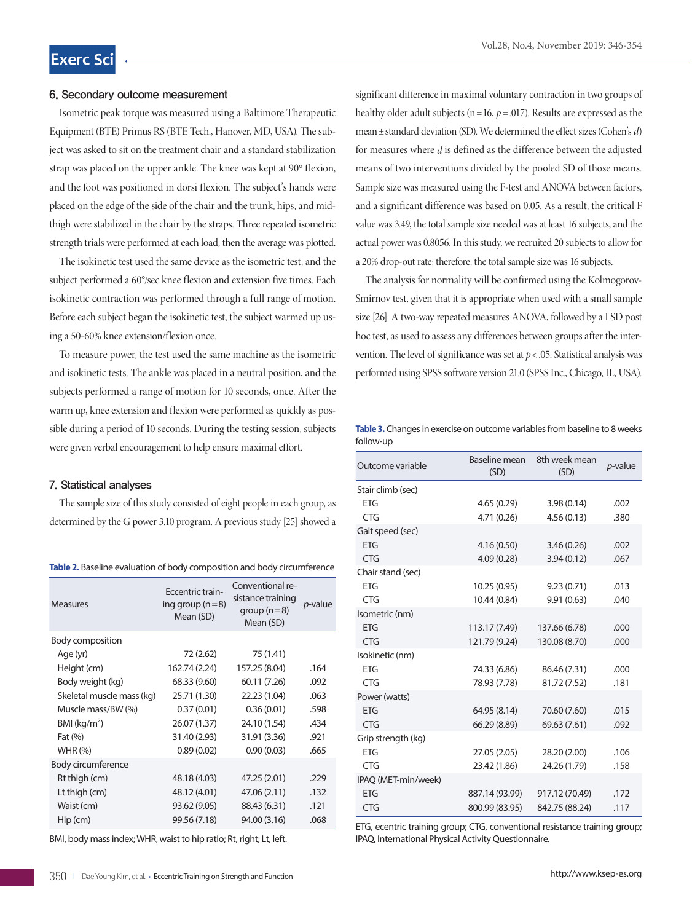### 6. Secondary outcome measurement

Isometric peak torque was measured using a Baltimore Therapeutic Equipment (BTE) Primus RS (BTE Tech., Hanover, MD, USA). The subject was asked to sit on the treatment chair and a standard stabilization strap was placed on the upper ankle. The knee was kept at 90° flexion, and the foot was positioned in dorsi flexion. The subject's hands were placed on the edge of the side of the chair and the trunk, hips, and mid-thigh were stabilized in the chair by the straps. Three repeated isometric strength trials were performed at each load, then the average was plotted.

The isokinetic test used the same device as the isometric test, and the subject performed a 60°/sec knee flexion and extension five times. Each isokinetic contraction was performed through a full range of motion. Before each subject began the isokinetic test, the subject warmed up using a 50-60% knee extension/flexion once.

To measure power, the test used the same machine as the isometric and isokinetic tests. The ankle was placed in a neutral position, and the subjects performed a range of motion for 10 seconds, once. After the warm up, knee extension and flexion were performed as quickly as possible during a period of 10 seconds. During the testing session, subjects were given verbal encouragement to help ensure maximal effort.

### 7. Statistical analyses

The sample size of this study consisted of eight people in each group, as determined by the G power 3.10 program. A previous study [25] showed a significant difference in maximal voluntary contraction in two groups of healthy older adult subjects ($n=16$, $p=.017$). Results are expressed as the mean ± standard deviation (SD). We determined the effect sizes (Cohen's $d$) for measures where $d$ is defined as the difference between the adjusted means of two interventions divided by the pooled SD of those means. Sample size was measured using the F-test and ANOVA between factors, and a significant difference was based on 0.05. As a result, the critical F value was 3.49, the total sample size needed was at least 16 subjects, and the actual power was 0.8056. In this study, we recruited 20 subjects to allow for a 20% drop-out rate; therefore, the total sample size was 16 subjects.

The analysis for normality will be confirmed using the Kolmogorov-Smirnov test, given that it is appropriate when used with a small sample size [26]. A two-way repeated measures ANOVA, followed by a LSD post hoc test, as used to assess any differences between groups after the intervention. The level of significance was set at $p<.05$. Statistical analysis was performed using SPSS software version 21.0 (SPSS Inc., Chicago, IL, USA).

**Table 2.** Baseline evaluation of body composition and body circumference

| Measures | Eccentric training group (n=8) Mean (SD) | Conventional resistance training group (n=8) Mean (SD) | *p*-value |
|---|---|---|---|
| Body composition | | | |
| Age (yr) | 72 (2.62) | 75 (1.41) | |
| Height (cm) | 162.74 (2.24) | 157.25 (8.04) | .164 |
| Body weight (kg) | 68.33 (9.60) | 60.11 (7.26) | .092 |
| Skeletal muscle mass (kg) | 25.71 (1.30) | 22.23 (1.04) | .063 |
| Muscle mass/BW (%) | 0.37 (0.01) | 0.36 (0.01) | .598 |
| BMI (kg/m$^2$) | 26.07 (1.37) | 24.10 (1.54) | .434 |
| Fat (%) | 31.40 (2.93) | 31.91 (3.36) | .921 |
| WHR (%) | 0.89 (0.02) | 0.90 (0.03) | .665 |
| Body circumference | | | |
| Rt thigh (cm) | 48.18 (4.03) | 47.25 (2.01) | .229 |
| Lt thigh (cm) | 48.12 (4.01) | 47.06 (2.11) | .132 |
| Waist (cm) | 93.62 (9.05) | 88.43 (6.31) | .121 |
| Hip (cm) | 99.56 (7.18) | 94.00 (3.16) | .068 |

BMI, body mass index; WHR, waist to hip ratio; Rt, right; Lt, left.

**Table 3.** Changes in exercise on outcome variables from baseline to 8 weeks follow-up

| Outcome variable | Baseline mean (SD) | 8th week mean (SD) | *p*-value |
|---|---|---|---|
| Stair climb (sec) | | | |
| ETG | 4.65 (0.29) | 3.98 (0.14) | .002 |
| CTG | 4.71 (0.26) | 4.56 (0.13) | .380 |
| Gait speed (sec) | | | |
| ETG | 4.16 (0.50) | 3.46 (0.26) | .002 |
| CTG | 4.09 (0.28) | 3.94 (0.12) | .067 |
| Chair stand (sec) | | | |
| ETG | 10.25 (0.95) | 9.23 (0.71) | .013 |
| CTG | 10.44 (0.84) | 9.91 (0.63) | .040 |
| Isometric (nm) | | | |
| ETG | 113.17 (7.49) | 137.66 (6.78) | .000 |
| CTG | 121.79 (9.24) | 130.08 (8.70) | .000 |
| Isokinetic (nm) | | | |
| ETG | 74.33 (6.86) | 86.46 (7.31) | .000 |
| CTG | 78.93 (7.78) | 81.72 (7.52) | .181 |
| Power (watts) | | | |
| ETG | 64.95 (8.14) | 70.60 (7.60) | .015 |
| CTG | 66.29 (8.89) | 69.63 (7.61) | .092 |
| Grip strength (kg) | | | |
| ETG | 27.05 (2.05) | 28.20 (2.00) | .106 |
| CTG | 23.42 (1.86) | 24.26 (1.79) | .158 |
| IPAQ (MET-min/week) | | | |
| ETG | 887.14 (93.99) | 917.12 (70.49) | .172 |
| CTG | 800.99 (83.95) | 842.75 (88.24) | .117 |

ETG, ecentric training group; CTG, conventional resistance training group; IPAQ, International Physical Activity Questionnaire.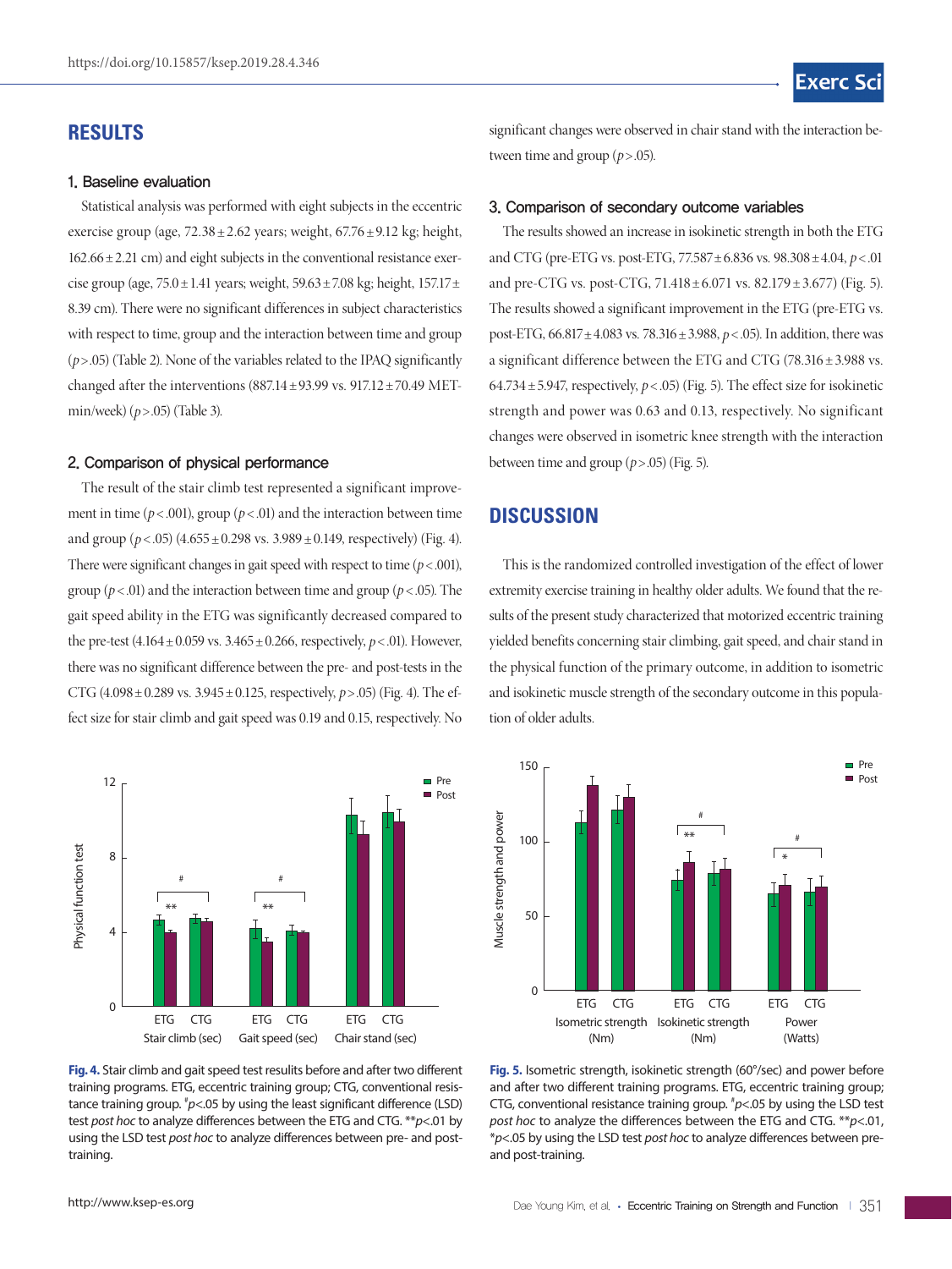# RESULTS

### 1. Baseline evaluation

Statistical analysis was performed with eight subjects in the eccentric exercise group (age, 72.38±2.62 years; weight, 67.76±9.12 kg; height, 162.66±2.21 cm) and eight subjects in the conventional resistance exercise group (age, 75.0±1.41 years; weight, 59.63±7.08 kg; height, 157.17±8.39 cm). There were no significant differences in subject characteristics with respect to time, group and the interaction between time and group ($p>.05$) (Table 2). None of the variables related to the IPAQ significantly changed after the interventions (887.14±93.99 vs. 917.12±70.49 MET-min/week) ($p>.05$) (Table 3).

### 2. Comparison of physical performance

The result of the stair climb test represented a significant improvement in time ($p<.001$), group ($p<.01$) and the interaction between time and group ($p<.05$) (4.655±0.298 vs. 3.989±0.149, respectively) (Fig. 4). There were significant changes in gait speed with respect to time ($p<.001$), group ($p<.01$) and the interaction between time and group ($p<.05$). The gait speed ability in the ETG was significantly decreased compared to the pre-test (4.164±0.059 vs. 3.465±0.266, respectively, $p<.01$). However, there was no significant difference between the pre- and post-tests in the CTG (4.098±0.289 vs. 3.945±0.125, respectively, $p>.05$) (Fig. 4). The effect size for stair climb and gait speed was 0.19 and 0.15, respectively. No significant changes were observed in chair stand with the interaction between time and group ($p>.05$).

Fig. 4. Stair climb and gait speed test results before and after two different training programs. ETG, eccentric training group; CTG, conventional resistance training group. $^{\#}p<.05$ by using the least significant difference (LSD) test *post hoc* to analyze differences between the ETG and CTG. $^{**}p<.01$ by using the LSD test *post hoc* to analyze differences between pre- and post-training.

### 3. Comparison of secondary outcome variables

The results showed an increase in isokinetic strength in both the ETG and CTG (pre-ETG vs. post-ETG, 77.587±6.836 vs. 98.308±4.04, $p<.01$ and pre-CTG vs. post-CTG, 71.418±6.071 vs. 82.179±3.677) (Fig. 5). The results showed a significant improvement in the ETG (pre-ETG vs. post-ETG, 66.817±4.083 vs. 78.316±3.988, $p<.05$). In addition, there was a significant difference between the ETG and CTG (78.316±3.988 vs. 64.734±5.947, respectively, $p<.05$) (Fig. 5). The effect size for isokinetic strength and power was 0.63 and 0.13, respectively. No significant changes were observed in isometric knee strength with the interaction between time and group ($p>.05$) (Fig. 5).

# DISCUSSION

This is the randomized controlled investigation of the effect of lower extremity exercise training in healthy older adults. We found that the results of the present study characterized that motorized eccentric training yielded benefits concerning stair climbing, gait speed, and chair stand in the physical function of the primary outcome, in addition to isometric and isokinetic muscle strength of the secondary outcome in this population of older adults.

Fig. 5. Isometric strength, isokinetic strength (60°/sec) and power before and after two different training programs. ETG, eccentric training group; CTG, conventional resistance training group. $^{\#}p<.05$ by using the LSD test *post hoc* to analyze the differences between the ETG and CTG. $^{**}p<.01$, $^{*}p<.05$ by using the LSD test *post hoc* to analyze differences between pre- and post-training.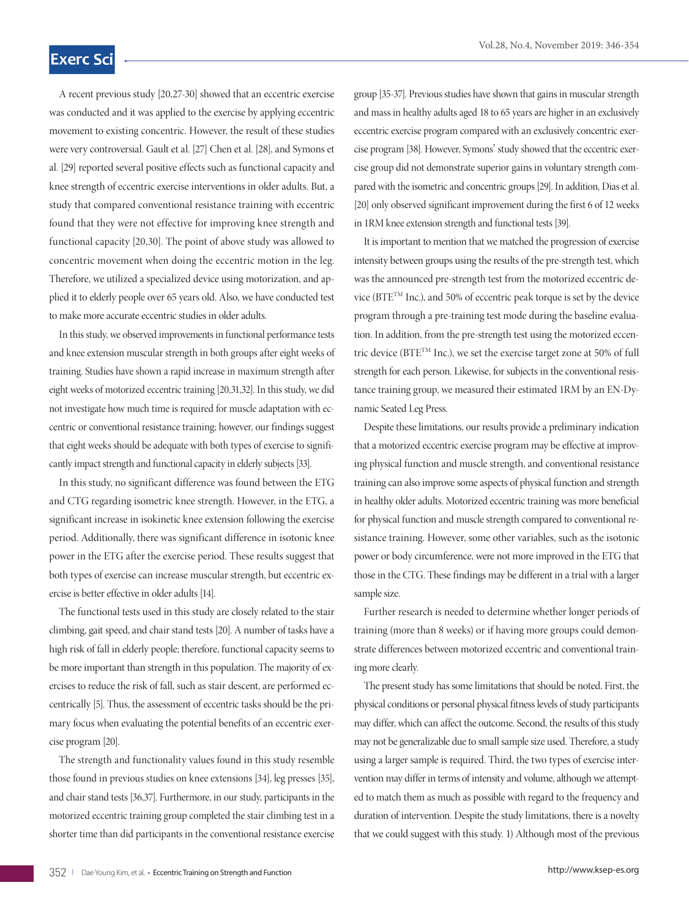A recent previous study [20,27-30] showed that an eccentric exercise was conducted and it was applied to the exercise by applying eccentric movement to existing concentric. However, the result of these studies were very controversial. Gault et al. [27] Chen et al. [28], and Symons et al. [29] reported several positive effects such as functional capacity and knee strength of eccentric exercise interventions in older adults. But, a study that compared conventional resistance training with eccentric found that they were not effective for improving knee strength and functional capacity [20,30]. The point of above study was allowed to concentric movement when doing the eccentric motion in the leg. Therefore, we utilized a specialized device using motorization, and applied it to elderly people over 65 years old. Also, we have conducted test to make more accurate eccentric studies in older adults.

In this study, we observed improvements in functional performance tests and knee extension muscular strength in both groups after eight weeks of training. Studies have shown a rapid increase in maximum strength after eight weeks of motorized eccentric training [20,31,32]. In this study, we did not investigate how much time is required for muscle adaptation with eccentric or conventional resistance training; however, our findings suggest that eight weeks should be adequate with both types of exercise to significantly impact strength and functional capacity in elderly subjects [33].

In this study, no significant difference was found between the ETG and CTG regarding isometric knee strength. However, in the ETG, a significant increase in isokinetic knee extension following the exercise period. Additionally, there was significant difference in isotonic knee power in the ETG after the exercise period. These results suggest that both types of exercise can increase muscular strength, but eccentric exercise is better effective in older adults [14].

The functional tests used in this study are closely related to the stair climbing, gait speed, and chair stand tests [20]. A number of tasks have a high risk of fall in elderly people; therefore, functional capacity seems to be more important than strength in this population. The majority of exercises to reduce the risk of fall, such as stair descent, are performed eccentrically [5]. Thus, the assessment of eccentric tasks should be the primary focus when evaluating the potential benefits of an eccentric exercise program [20].

The strength and functionality values found in this study resemble those found in previous studies on knee extensions [34], leg presses [35], and chair stand tests [36,37]. Furthermore, in our study, participants in the motorized eccentric training group completed the stair climbing test in a shorter time than did participants in the conventional resistance exercise group [35-37]. Previous studies have shown that gains in muscular strength and mass in healthy adults aged 18 to 65 years are higher in an exclusively eccentric exercise program compared with an exclusively concentric exercise program [38]. However, Symons' study showed that the eccentric exercise group did not demonstrate superior gains in voluntary strength compared with the isometric and concentric groups [29]. In addition, Dias et al. [20] only observed significant improvement during the first 6 of 12 weeks in 1RM knee extension strength and functional tests [39].

It is important to mention that we matched the progression of exercise intensity between groups using the results of the pre-strength test, which was the announced pre-strength test from the motorized eccentric device (BTE™ Inc.), and 50% of eccentric peak torque is set by the device program through a pre-training test mode during the baseline evaluation. In addition, from the pre-strength test using the motorized eccentric device (BTE™ Inc.), we set the exercise target zone at 50% of full strength for each person. Likewise, for subjects in the conventional resistance training group, we measured their estimated 1RM by an EN-Dynamic Seated Leg Press.

Despite these limitations, our results provide a preliminary indication that a motorized eccentric exercise program may be effective at improving physical function and muscle strength, and conventional resistance training can also improve some aspects of physical function and strength in healthy older adults. Motorized eccentric training was more beneficial for physical function and muscle strength compared to conventional resistance training. However, some other variables, such as the isotonic power or body circumference, were not more improved in the ETG that those in the CTG. These findings may be different in a trial with a larger sample size.

Further research is needed to determine whether longer periods of training (more than 8 weeks) or if having more groups could demonstrate differences between motorized eccentric and conventional training more clearly.

The present study has some limitations that should be noted. First, the physical conditions or personal physical fitness levels of study participants may differ, which can affect the outcome. Second, the results of this study may not be generalizable due to small sample size used. Therefore, a study using a larger sample is required. Third, the two types of exercise intervention may differ in terms of intensity and volume, although we attempted to match them as much as possible with regard to the frequency and duration of intervention. Despite the study limitations, there is a novelty that we could suggest with this study. 1) Although most of the previous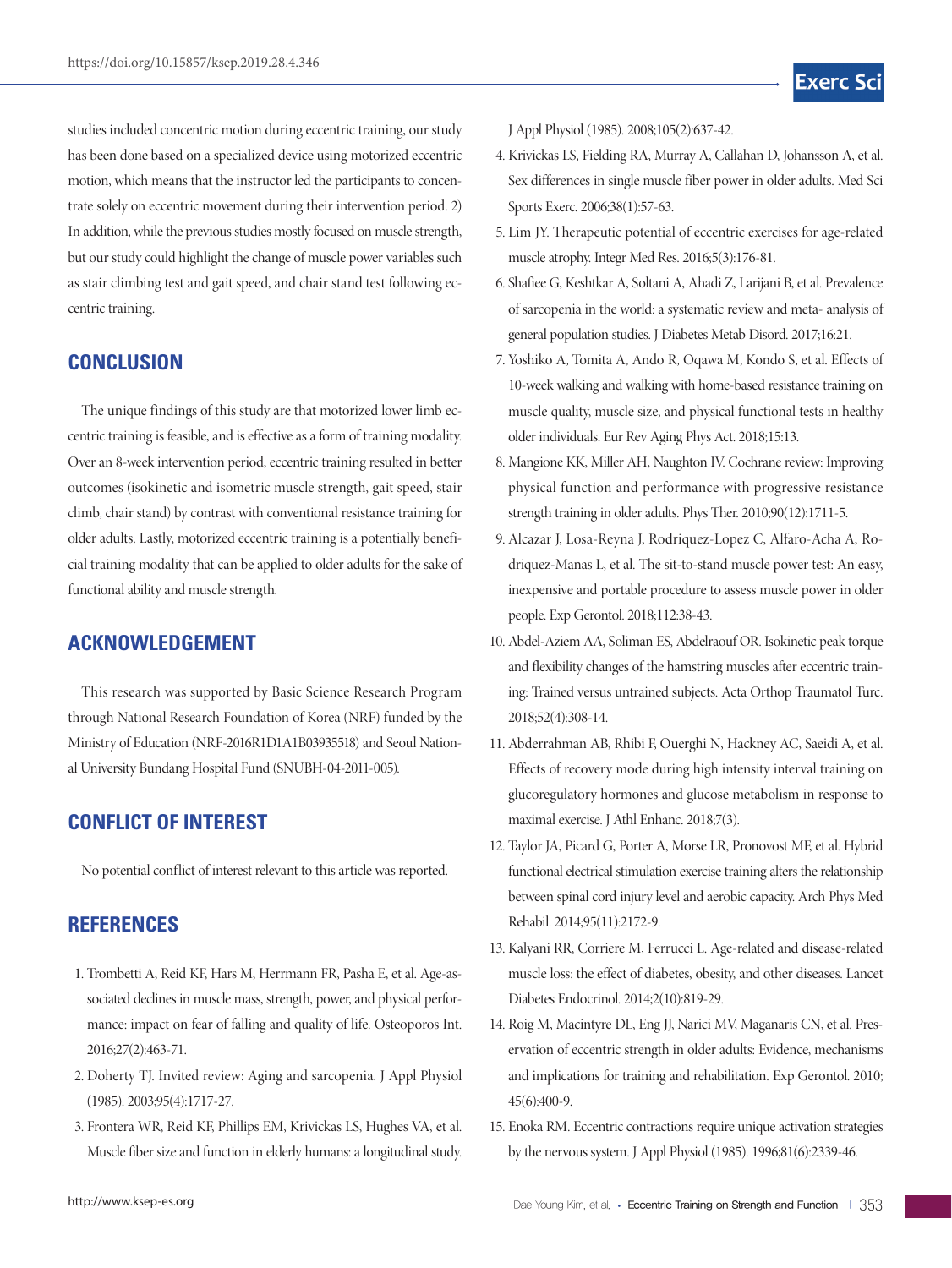studies included concentric motion during eccentric training, our study has been done based on a specialized device using motorized eccentric motion, which means that the instructor led the participants to concentrate solely on eccentric movement during their intervention period. 2) In addition, while the previous studies mostly focused on muscle strength, but our study could highlight the change of muscle power variables such as stair climbing test and gait speed, and chair stand test following eccentric training.

## CONCLUSION

The unique findings of this study are that motorized lower limb eccentric training is feasible, and is effective as a form of training modality. Over an 8-week intervention period, eccentric training resulted in better outcomes (isokinetic and isometric muscle strength, gait speed, stair climb, chair stand) by contrast with conventional resistance training for older adults. Lastly, motorized eccentric training is a potentially beneficial training modality that can be applied to older adults for the sake of functional ability and muscle strength.

## ACKNOWLEDGEMENT

This research was supported by Basic Science Research Program through National Research Foundation of Korea (NRF) funded by the Ministry of Education (NRF-2016R1D1A1B03935518) and Seoul National University Bundang Hospital Fund (SNUBH-04-2011-005).

## CONFLICT OF INTEREST

No potential conflict of interest relevant to this article was reported.

## REFERENCES

1. Trombetti A, Reid KF, Hars M, Herrmann FR, Pasha E, et al. Age-associated declines in muscle mass, strength, power, and physical performance: impact on fear of falling and quality of life. Osteoporos Int. 2016;27(2):463-71.
2. Doherty TJ. Invited review: Aging and sarcopenia. J Appl Physiol (1985). 2003;95(4):1717-27.
3. Frontera WR, Reid KF, Phillips EM, Krivickas LS, Hughes VA, et al. Muscle fiber size and function in elderly humans: a longitudinal study. J Appl Physiol (1985). 2008;105(2):637-42.
4. Krivickas LS, Fielding RA, Murray A, Callahan D, Johansson A, et al. Sex differences in single muscle fiber power in older adults. Med Sci Sports Exerc. 2006;38(1):57-63.
5. Lim JY. Therapeutic potential of eccentric exercises for age-related muscle atrophy. Integr Med Res. 2016;5(3):176-81.
6. Shafiee G, Keshtkar A, Soltani A, Ahadi Z, Larijani B, et al. Prevalence of sarcopenia in the world: a systematic review and meta- analysis of general population studies. J Diabetes Metab Disord. 2017;16:21.
7. Yoshiko A, Tomita A, Ando R, Oqawa M, Kondo S, et al. Effects of 10-week walking and walking with home-based resistance training on muscle quality, muscle size, and physical functional tests in healthy older individuals. Eur Rev Aging Phys Act. 2018;15:13.
8. Mangione KK, Miller AH, Naughton IV. Cochrane review: Improving physical function and performance with progressive resistance strength training in older adults. Phys Ther. 2010;90(12):1711-5.
9. Alcazar J, Losa-Reyna J, Rodriquez-Lopez C, Alfaro-Acha A, Rodriquez-Manas L, et al. The sit-to-stand muscle power test: An easy, inexpensive and portable procedure to assess muscle power in older people. Exp Gerontol. 2018;112:38-43.
10. Abdel-Aziem AA, Soliman ES, Abdelraouf OR. Isokinetic peak torque and flexibility changes of the hamstring muscles after eccentric training: Trained versus untrained subjects. Acta Orthop Traumatol Turc. 2018;52(4):308-14.
11. Abderrahman AB, Rhibi F, Ouerghi N, Hackney AC, Saeidi A, et al. Effects of recovery mode during high intensity interval training on glucoregulatory hormones and glucose metabolism in response to maximal exercise. J Athl Enhanc. 2018;7(3).
12. Taylor JA, Picard G, Porter A, Morse LR, Pronovost MF, et al. Hybrid functional electrical stimulation exercise training alters the relationship between spinal cord injury level and aerobic capacity. Arch Phys Med Rehabil. 2014;95(11):2172-9.
13. Kalyani RR, Corriere M, Ferrucci L. Age-related and disease-related muscle loss: the effect of diabetes, obesity, and other diseases. Lancet Diabetes Endocrinol. 2014;2(10):819-29.
14. Roig M, Macintyre DL, Eng JJ, Narici MV, Maganaris CN, et al. Preservation of eccentric strength in older adults: Evidence, mechanisms and implications for training and rehabilitation. Exp Gerontol. 2010;45(6):400-9.
15. Enoka RM. Eccentric contractions require unique activation strategies by the nervous system. J Appl Physiol (1985). 1996;81(6):2339-46.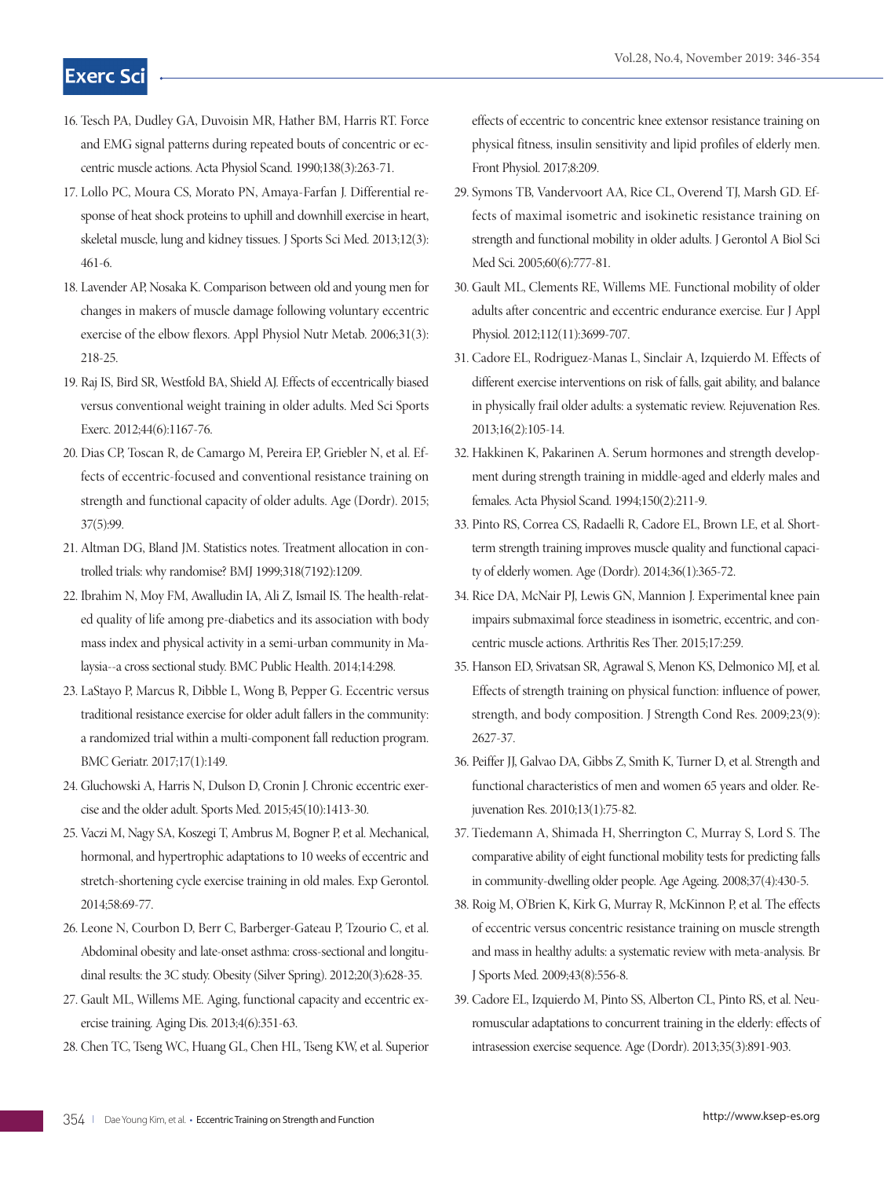16. Tesch PA, Dudley GA, Duvoisin MR, Hather BM, Harris RT. Force and EMG signal patterns during repeated bouts of concentric or eccentric muscle actions. Acta Physiol Scand. 1990;138(3):263-71.
17. Lollo PC, Moura CS, Morato PN, Amaya-Farfan J. Differential response of heat shock proteins to uphill and downhill exercise in heart, skeletal muscle, lung and kidney tissues. J Sports Sci Med. 2013;12(3):461-6.
18. Lavender AP, Nosaka K. Comparison between old and young men for changes in makers of muscle damage following voluntary eccentric exercise of the elbow flexors. Appl Physiol Nutr Metab. 2006;31(3):218-25.
19. Raj IS, Bird SR, Westfold BA, Shield AJ. Effects of eccentrically biased versus conventional weight training in older adults. Med Sci Sports Exerc. 2012;44(6):1167-76.
20. Dias CP, Toscan R, de Camargo M, Pereira EP, Griebler N, et al. Effects of eccentric-focused and conventional resistance training on strength and functional capacity of older adults. Age (Dordr). 2015;37(5):99.
21. Altman DG, Bland JM. Statistics notes. Treatment allocation in controlled trials: why randomise? BMJ 1999;318(7192):1209.
22. Ibrahim N, Moy FM, Awalludin IA, Ali Z, Ismail IS. The health-related quality of life among pre-diabetics and its association with body mass index and physical activity in a semi-urban community in Malaysia--a cross sectional study. BMC Public Health. 2014;14:298.
23. LaStayo P, Marcus R, Dibble L, Wong B, Pepper G. Eccentric versus traditional resistance exercise for older adult fallers in the community: a randomized trial within a multi-component fall reduction program. BMC Geriatr. 2017;17(1):149.
24. Gluchowski A, Harris N, Dulson D, Cronin J. Chronic eccentric exercise and the older adult. Sports Med. 2015;45(10):1413-30.
25. Vaczi M, Nagy SA, Koszegi T, Ambrus M, Bogner P, et al. Mechanical, hormonal, and hypertrophic adaptations to 10 weeks of eccentric and stretch-shortening cycle exercise training in old males. Exp Gerontol. 2014;58:69-77.
26. Leone N, Courbon D, Berr C, Barberger-Gateau P, Tzourio C, et al. Abdominal obesity and late-onset asthma: cross-sectional and longitudinal results: the 3C study. Obesity (Silver Spring). 2012;20(3):628-35.
27. Gault ML, Willems ME. Aging, functional capacity and eccentric exercise training. Aging Dis. 2013;4(6):351-63.
28. Chen TC, Tseng WC, Huang GL, Chen HL, Tseng KW, et al. Superior effects of eccentric to concentric knee extensor resistance training on physical fitness, insulin sensitivity and lipid profiles of elderly men. Front Physiol. 2017;8:209.
29. Symons TB, Vandervoort AA, Rice CL, Overend TJ, Marsh GD. Effects of maximal isometric and isokinetic resistance training on strength and functional mobility in older adults. J Gerontol A Biol Sci Med Sci. 2005;60(6):777-81.
30. Gault ML, Clements RE, Willems ME. Functional mobility of older adults after concentric and eccentric endurance exercise. Eur J Appl Physiol. 2012;112(11):3699-707.
31. Cadore EL, Rodriguez-Manas L, Sinclair A, Izquierdo M. Effects of different exercise interventions on risk of falls, gait ability, and balance in physically frail older adults: a systematic review. Rejuvenation Res. 2013;16(2):105-14.
32. Hakkinen K, Pakarinen A. Serum hormones and strength development during strength training in middle-aged and elderly males and females. Acta Physiol Scand. 1994;150(2):211-9.
33. Pinto RS, Correa CS, Radaelli R, Cadore EL, Brown LE, et al. Short-term strength training improves muscle quality and functional capacity of elderly women. Age (Dordr). 2014;36(1):365-72.
34. Rice DA, McNair PJ, Lewis GN, Mannion J. Experimental knee pain impairs submaximal force steadiness in isometric, eccentric, and concentric muscle actions. Arthritis Res Ther. 2015;17:259.
35. Hanson ED, Srivatsan SR, Agrawal S, Menon KS, Delmonico MJ, et al. Effects of strength training on physical function: influence of power, strength, and body composition. J Strength Cond Res. 2009;23(9):2627-37.
36. Peiffer JJ, Galvao DA, Gibbs Z, Smith K, Turner D, et al. Strength and functional characteristics of men and women 65 years and older. Rejuvenation Res. 2010;13(1):75-82.
37. Tiedemann A, Shimada H, Sherrington C, Murray S, Lord S. The comparative ability of eight functional mobility tests for predicting falls in community-dwelling older people. Age Ageing. 2008;37(4):430-5.
38. Roig M, O'Brien K, Kirk G, Murray R, McKinnon P, et al. The effects of eccentric versus concentric resistance training on muscle strength and mass in healthy adults: a systematic review with meta-analysis. Br J Sports Med. 2009;43(8):556-8.
39. Cadore EL, Izquierdo M, Pinto SS, Alberton CL, Pinto RS, et al. Neuromuscular adaptations to concurrent training in the elderly: effects of intrasession exercise sequence. Age (Dordr). 2013;35(3):891-903.